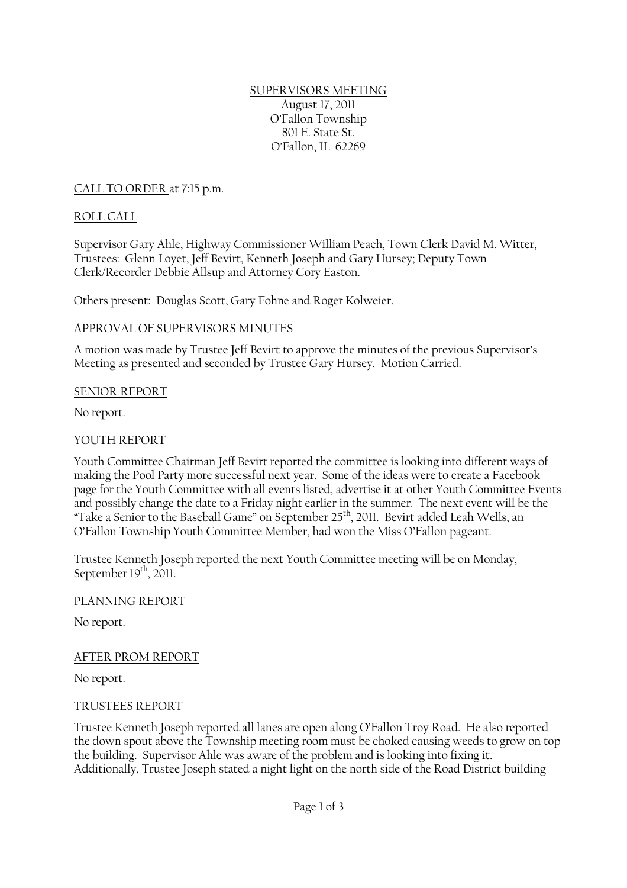# SUPERVISORS MEETING

August 17, 2011
O'Fallon Township
801 E. State St.
O'Fallon, IL 62269

## CALL TO ORDER at 7:15 p.m.

## ROLL CALL

Supervisor Gary Ahle, Highway Commissioner William Peach, Town Clerk David M. Witter, Trustees: Glenn Loyet, Jeff Bevirt, Kenneth Joseph and Gary Hursey; Deputy Town Clerk/Recorder Debbie Allsup and Attorney Cory Easton.

Others present: Douglas Scott, Gary Fohne and Roger Kolweier.

## APPROVAL OF SUPERVISORS MINUTES

A motion was made by Trustee Jeff Bevirt to approve the minutes of the previous Supervisor's Meeting as presented and seconded by Trustee Gary Hursey. Motion Carried.

## SENIOR REPORT

No report.

## YOUTH REPORT

Youth Committee Chairman Jeff Bevirt reported the committee is looking into different ways of making the Pool Party more successful next year. Some of the ideas were to create a Facebook page for the Youth Committee with all events listed, advertise it at other Youth Committee Events and possibly change the date to a Friday night earlier in the summer. The next event will be the "Take a Senior to the Baseball Game" on September 25th, 2011. Bevirt added Leah Wells, an O'Fallon Township Youth Committee Member, had won the Miss O'Fallon pageant.

Trustee Kenneth Joseph reported the next Youth Committee meeting will be on Monday, September 19th, 2011.

## PLANNING REPORT

No report.

## AFTER PROM REPORT

No report.

## TRUSTEES REPORT

Trustee Kenneth Joseph reported all lanes are open along O'Fallon Troy Road. He also reported the down spout above the Township meeting room must be choked causing weeds to grow on top the building. Supervisor Ahle was aware of the problem and is looking into fixing it. Additionally, Trustee Joseph stated a night light on the north side of the Road District building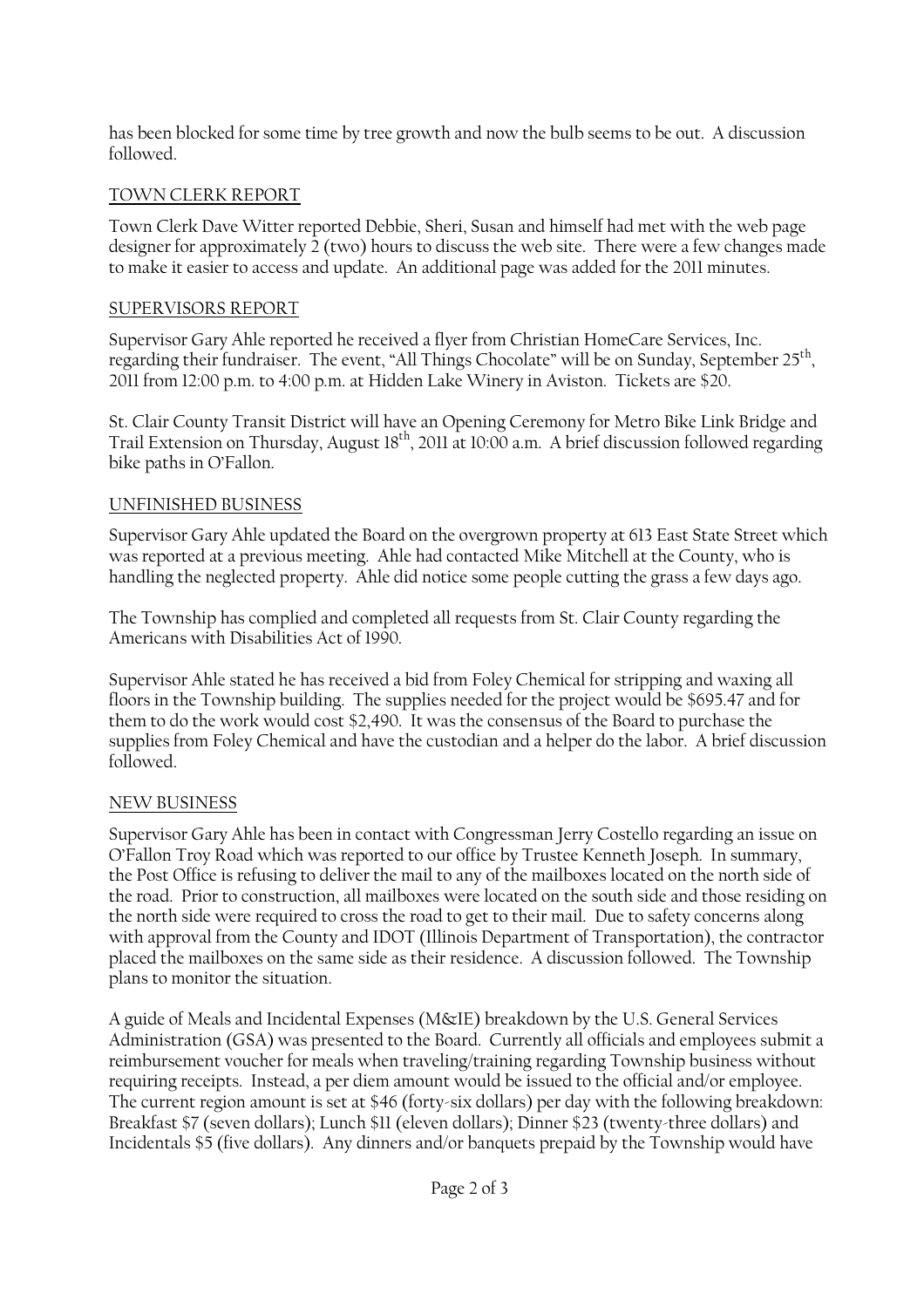has been blocked for some time by tree growth and now the bulb seems to be out. A discussion followed.

## TOWN CLERK REPORT

Town Clerk Dave Witter reported Debbie, Sheri, Susan and himself had met with the web page designer for approximately 2 (two) hours to discuss the web site. There were a few changes made to make it easier to access and update. An additional page was added for the 2011 minutes.

## SUPERVISORS REPORT

Supervisor Gary Ahle reported he received a flyer from Christian HomeCare Services, Inc. regarding their fundraiser. The event, "All Things Chocolate" will be on Sunday, September 25th, 2011 from 12:00 p.m. to 4:00 p.m. at Hidden Lake Winery in Aviston. Tickets are $20.

St. Clair County Transit District will have an Opening Ceremony for Metro Bike Link Bridge and Trail Extension on Thursday, August 18th, 2011 at 10:00 a.m. A brief discussion followed regarding bike paths in O'Fallon.

## UNFINISHED BUSINESS

Supervisor Gary Ahle updated the Board on the overgrown property at 613 East State Street which was reported at a previous meeting. Ahle had contacted Mike Mitchell at the County, who is handling the neglected property. Ahle did notice some people cutting the grass a few days ago.

The Township has complied and completed all requests from St. Clair County regarding the Americans with Disabilities Act of 1990.

Supervisor Ahle stated he has received a bid from Foley Chemical for stripping and waxing all floors in the Township building. The supplies needed for the project would be $695.47 and for them to do the work would cost $2,490. It was the consensus of the Board to purchase the supplies from Foley Chemical and have the custodian and a helper do the labor. A brief discussion followed.

## NEW BUSINESS

Supervisor Gary Ahle has been in contact with Congressman Jerry Costello regarding an issue on O'Fallon Troy Road which was reported to our office by Trustee Kenneth Joseph. In summary, the Post Office is refusing to deliver the mail to any of the mailboxes located on the north side of the road. Prior to construction, all mailboxes were located on the south side and those residing on the north side were required to cross the road to get to their mail. Due to safety concerns along with approval from the County and IDOT (Illinois Department of Transportation), the contractor placed the mailboxes on the same side as their residence. A discussion followed. The Township plans to monitor the situation.

A guide of Meals and Incidental Expenses (M&IE) breakdown by the U.S. General Services Administration (GSA) was presented to the Board. Currently all officials and employees submit a reimbursement voucher for meals when traveling/training regarding Township business without requiring receipts. Instead, a per diem amount would be issued to the official and/or employee. The current region amount is set at $46 (forty-six dollars) per day with the following breakdown: Breakfast $7 (seven dollars); Lunch $11 (eleven dollars); Dinner $23 (twenty-three dollars) and Incidentals $5 (five dollars). Any dinners and/or banquets prepaid by the Township would have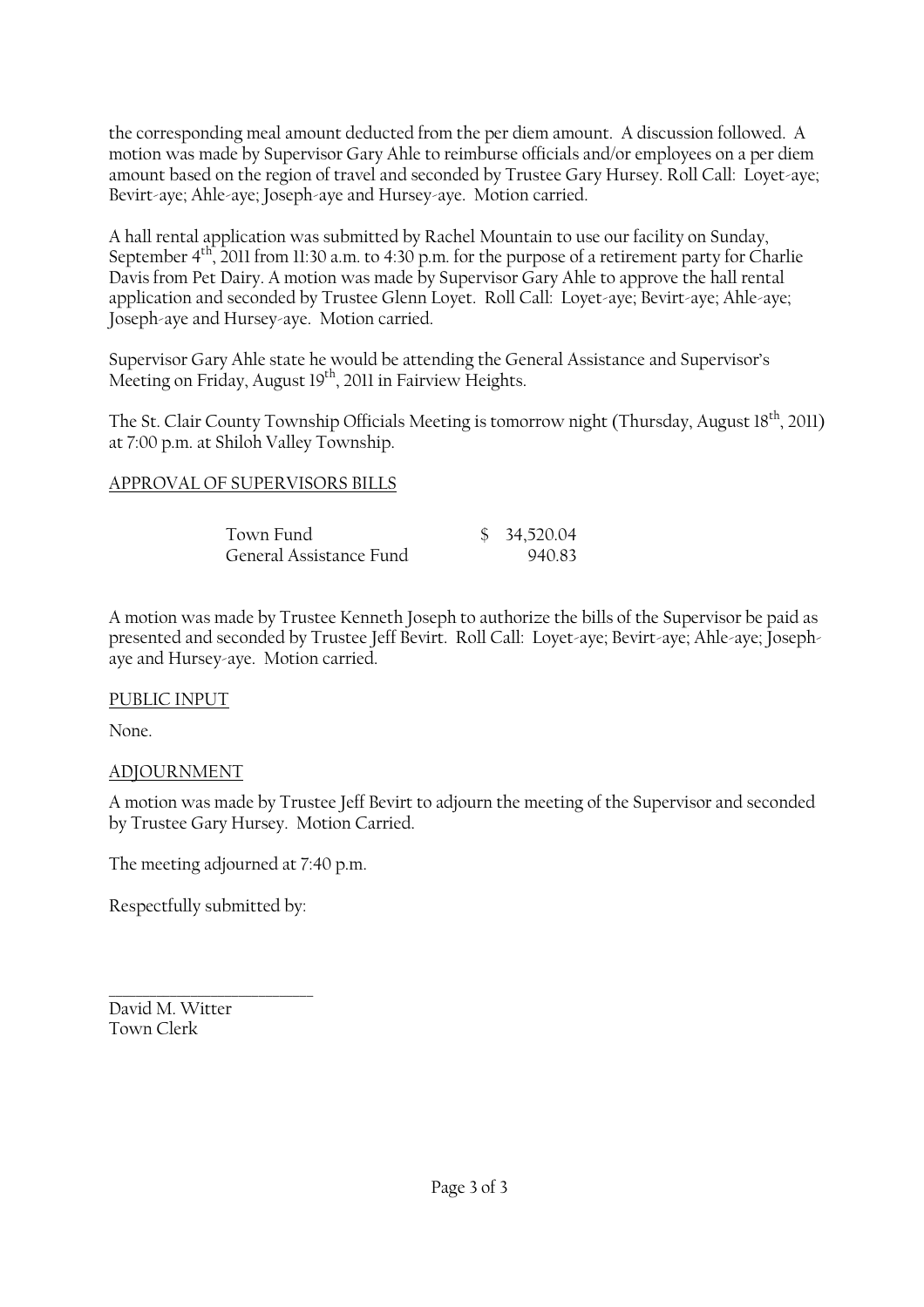the corresponding meal amount deducted from the per diem amount. A discussion followed. A motion was made by Supervisor Gary Ahle to reimburse officials and/or employees on a per diem amount based on the region of travel and seconded by Trustee Gary Hursey. Roll Call: Loyet-aye; Bevirt-aye; Ahle-aye; Joseph-aye and Hursey-aye. Motion carried.

A hall rental application was submitted by Rachel Mountain to use our facility on Sunday, September 4th, 2011 from 11:30 a.m. to 4:30 p.m. for the purpose of a retirement party for Charlie Davis from Pet Dairy. A motion was made by Supervisor Gary Ahle to approve the hall rental application and seconded by Trustee Glenn Loyet. Roll Call: Loyet-aye; Bevirt-aye; Ahle-aye; Joseph-aye and Hursey-aye. Motion carried.

Supervisor Gary Ahle state he would be attending the General Assistance and Supervisor's Meeting on Friday, August 19th, 2011 in Fairview Heights.

The St. Clair County Township Officials Meeting is tomorrow night (Thursday, August 18th, 2011) at 7:00 p.m. at Shiloh Valley Township.

APPROVAL OF SUPERVISORS BILLS

| | |
|---|---|
| Town Fund | $ 34,520.04 |
| General Assistance Fund | 940.83 |

A motion was made by Trustee Kenneth Joseph to authorize the bills of the Supervisor be paid as presented and seconded by Trustee Jeff Bevirt. Roll Call: Loyet-aye; Bevirt-aye; Ahle-aye; Joseph-aye and Hursey-aye. Motion carried.

PUBLIC INPUT

None.

ADJOURNMENT

A motion was made by Trustee Jeff Bevirt to adjourn the meeting of the Supervisor and seconded by Trustee Gary Hursey. Motion Carried.

The meeting adjourned at 7:40 p.m.

Respectfully submitted by:

\_\_\_\_\_\_\_\_\_\_\_\_\_\_\_\_\_\_\_\_\_\_\_\_\_\_

David M. Witter
Town Clerk